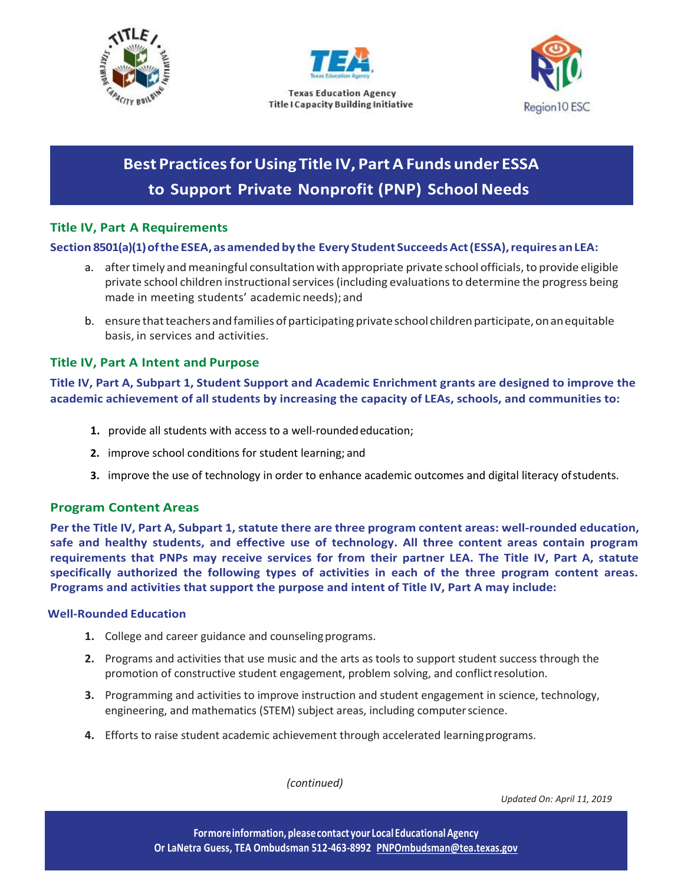Texas Education Agency
Title I Capacity Building Initiative

# Best Practices for Using Title IV, Part A Funds under ESSA to Support Private Nonprofit (PNP) School Needs

## Title IV, Part A Requirements

**Section 8501(a)(1) of the ESEA, as amended by the Every Student Succeeds Act (ESSA), requires an LEA:**

a. after timely and meaningful consultation with appropriate private school officials, to provide eligible private school children instructional services (including evaluations to determine the progress being made in meeting students' academic needs); and

b. ensure that teachers and families of participating private school children participate, on an equitable basis, in services and activities.

## Title IV, Part A Intent and Purpose

**Title IV, Part A, Subpart 1, Student Support and Academic Enrichment grants are designed to improve the academic achievement of all students by increasing the capacity of LEAs, schools, and communities to:**

1. provide all students with access to a well-rounded education;
2. improve school conditions for student learning; and
3. improve the use of technology in order to enhance academic outcomes and digital literacy of students.

## Program Content Areas

**Per the Title IV, Part A, Subpart 1, statute there are three program content areas: well-rounded education, safe and healthy students, and effective use of technology. All three content areas contain program requirements that PNPs may receive services for from their partner LEA. The Title IV, Part A, statute specifically authorized the following types of activities in each of the three program content areas. Programs and activities that support the purpose and intent of Title IV, Part A may include:**

### Well-Rounded Education

1. College and career guidance and counseling programs.
2. Programs and activities that use music and the arts as tools to support student success through the promotion of constructive student engagement, problem solving, and conflict resolution.
3. Programming and activities to improve instruction and student engagement in science, technology, engineering, and mathematics (STEM) subject areas, including computer science.
4. Efforts to raise student academic achievement through accelerated learning programs.

*(continued)*

*Updated On: April 11, 2019*

**For more information, please contact your Local Educational Agency**
**Or LaNetra Guess, TEA Ombudsman 512-463-8992 PNPOmbudsman@tea.texas.gov**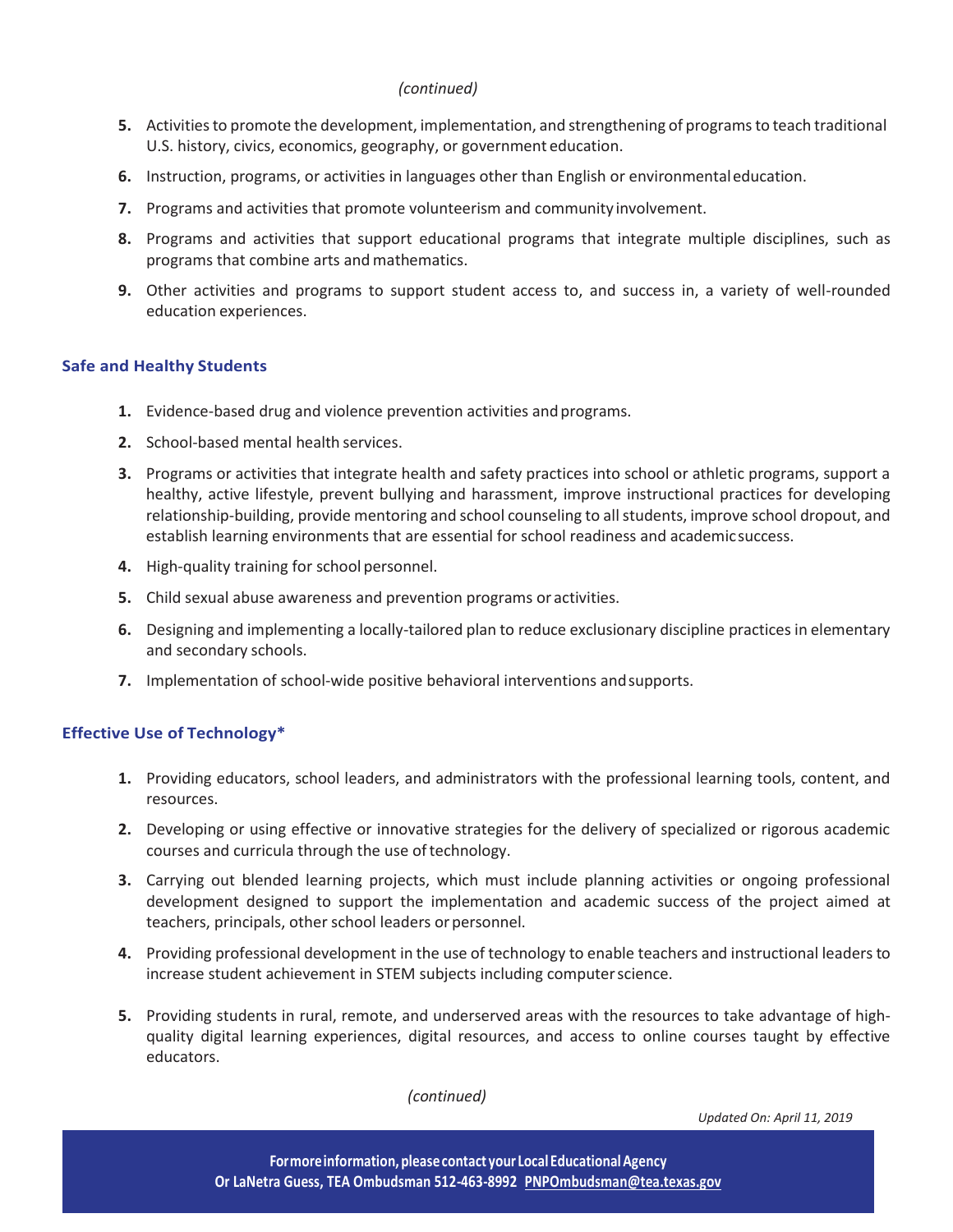*(continued)*

5. Activities to promote the development, implementation, and strengthening of programs to teach traditional U.S. history, civics, economics, geography, or government education.
6. Instruction, programs, or activities in languages other than English or environmental education.
7. Programs and activities that promote volunteerism and community involvement.
8. Programs and activities that support educational programs that integrate multiple disciplines, such as programs that combine arts and mathematics.
9. Other activities and programs to support student access to, and success in, a variety of well-rounded education experiences.

### Safe and Healthy Students

1. Evidence-based drug and violence prevention activities and programs.
2. School-based mental health services.
3. Programs or activities that integrate health and safety practices into school or athletic programs, support a healthy, active lifestyle, prevent bullying and harassment, improve instructional practices for developing relationship-building, provide mentoring and school counseling to all students, improve school dropout, and establish learning environments that are essential for school readiness and academic success.
4. High-quality training for school personnel.
5. Child sexual abuse awareness and prevention programs or activities.
6. Designing and implementing a locally-tailored plan to reduce exclusionary discipline practices in elementary and secondary schools.
7. Implementation of school-wide positive behavioral interventions and supports.

### Effective Use of Technology*

1. Providing educators, school leaders, and administrators with the professional learning tools, content, and resources.
2. Developing or using effective or innovative strategies for the delivery of specialized or rigorous academic courses and curricula through the use of technology.
3. Carrying out blended learning projects, which must include planning activities or ongoing professional development designed to support the implementation and academic success of the project aimed at teachers, principals, other school leaders or personnel.
4. Providing professional development in the use of technology to enable teachers and instructional leaders to increase student achievement in STEM subjects including computer science.
5. Providing students in rural, remote, and underserved areas with the resources to take advantage of high-quality digital learning experiences, digital resources, and access to online courses taught by effective educators.

*(continued)*

*Updated On: April 11, 2019*

**For more information, please contact your Local Educational Agency**
**Or LaNetra Guess, TEA Ombudsman 512-463-8992 PNPOmbudsman@tea.texas.gov**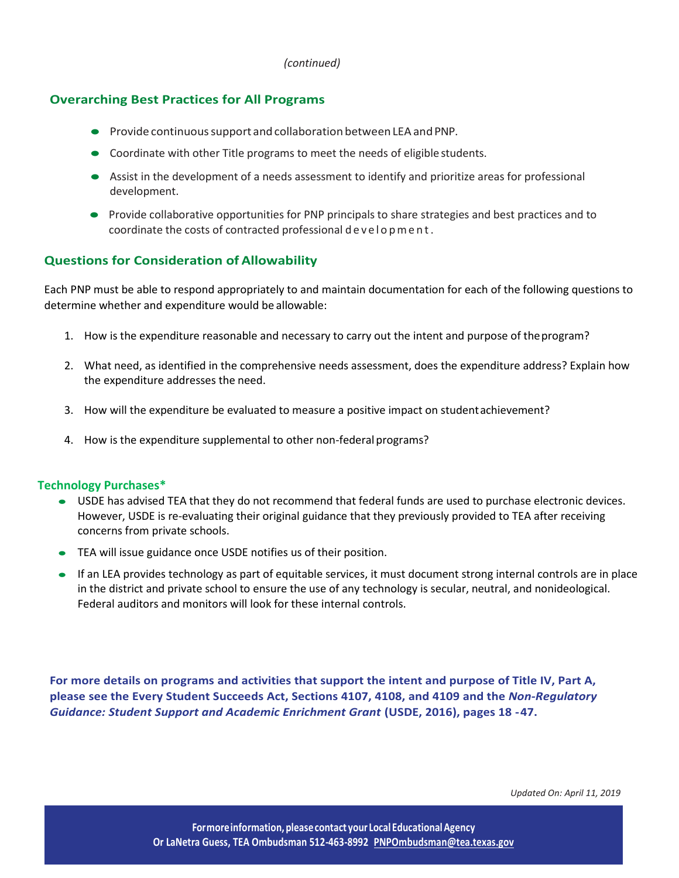*(continued)*

## Overarching Best Practices for All Programs

- Provide continuous support and collaboration between LEA and PNP.
- Coordinate with other Title programs to meet the needs of eligible students.
- Assist in the development of a needs assessment to identify and prioritize areas for professional development.
- Provide collaborative opportunities for PNP principals to share strategies and best practices and to coordinate the costs of contracted professional development.

## Questions for Consideration of Allowability

Each PNP must be able to respond appropriately to and maintain documentation for each of the following questions to determine whether and expenditure would be allowable:

1. How is the expenditure reasonable and necessary to carry out the intent and purpose of the program?
2. What need, as identified in the comprehensive needs assessment, does the expenditure address? Explain how the expenditure addresses the need.
3. How will the expenditure be evaluated to measure a positive impact on student achievement?
4. How is the expenditure supplemental to other non-federal programs?

## Technology Purchases*

- USDE has advised TEA that they do not recommend that federal funds are used to purchase electronic devices. However, USDE is re-evaluating their original guidance that they previously provided to TEA after receiving concerns from private schools.
- TEA will issue guidance once USDE notifies us of their position.
- If an LEA provides technology as part of equitable services, it must document strong internal controls are in place in the district and private school to ensure the use of any technology is secular, neutral, and nonideological. Federal auditors and monitors will look for these internal controls.

**For more details on programs and activities that support the intent and purpose of Title IV, Part A, please see the Every Student Succeeds Act, Sections 4107, 4108, and 4109 and the *Non-Regulatory Guidance: Student Support and Academic Enrichment Grant* (USDE, 2016), pages 18 -47.**

*Updated On: April 11, 2019*

**For more information, please contact your Local Educational Agency**
**Or LaNetra Guess, TEA Ombudsman 512-463-8992 PNPOmbudsman@tea.texas.gov**